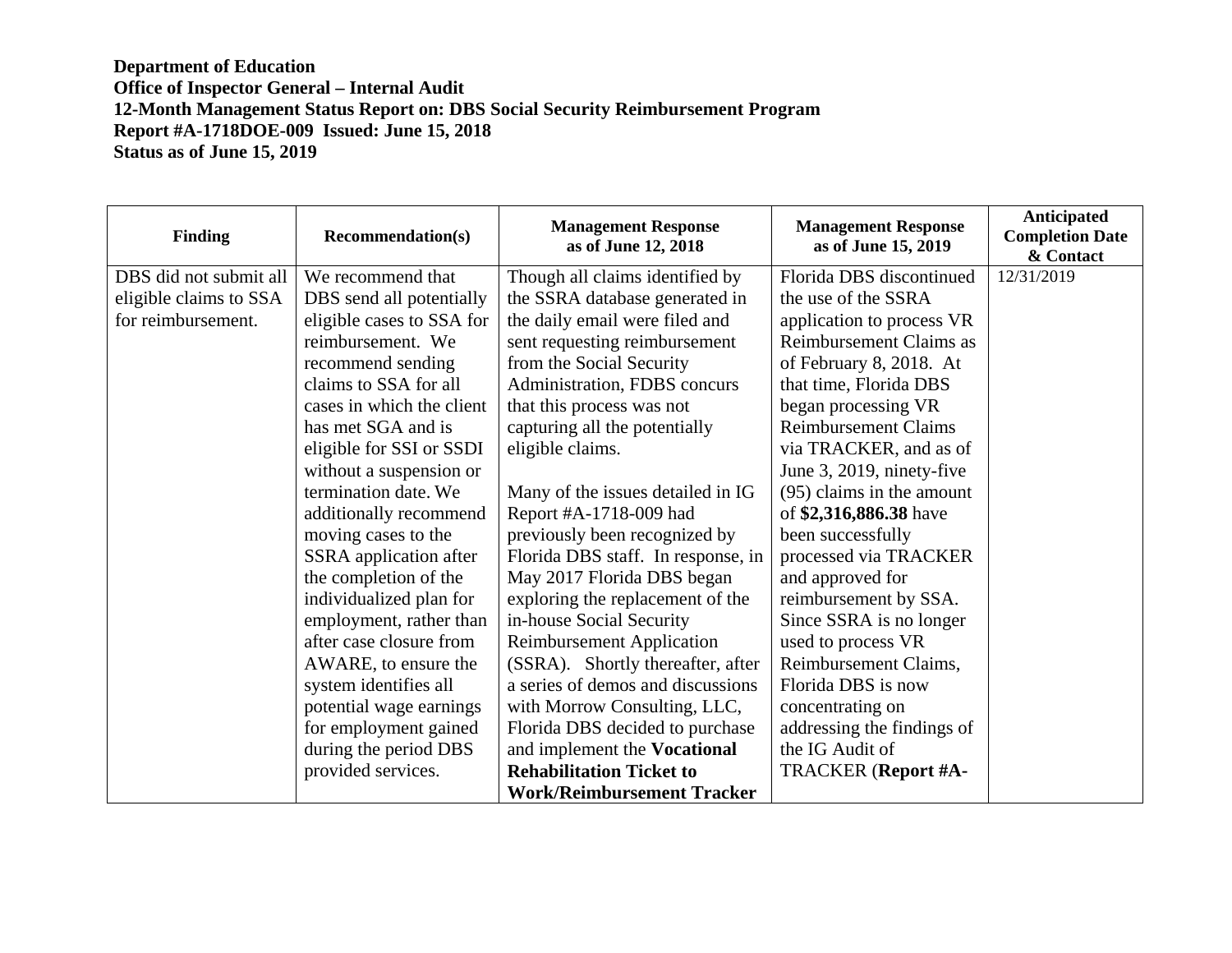**Department of Education**
**Office of Inspector General – Internal Audit**
**12-Month Management Status Report on: DBS Social Security Reimbursement Program**
**Report #A-1718DOE-009 Issued: June 15, 2018**
**Status as of June 15, 2019**

| Finding | Recommendation(s) | Management Response as of June 12, 2018 | Management Response as of June 15, 2019 | Anticipated Completion Date & Contact |
|---|---|---|---|---|
| DBS did not submit all eligible claims to SSA for reimbursement. | We recommend that DBS send all potentially eligible cases to SSA for reimbursement. We recommend sending claims to SSA for all cases in which the client has met SGA and is eligible for SSI or SSDI without a suspension or termination date. We additionally recommend moving cases to the SSRA application after the completion of the individualized plan for employment, rather than after case closure from AWARE, to ensure the system identifies all potential wage earnings for employment gained during the period DBS provided services. | Though all claims identified by the SSRA database generated in the daily email were filed and sent requesting reimbursement from the Social Security Administration, FDBS concurs that this process was not capturing all the potentially eligible claims.<br><br>Many of the issues detailed in IG Report #A-1718-009 had previously been recognized by Florida DBS staff. In response, in May 2017 Florida DBS began exploring the replacement of the in-house Social Security Reimbursement Application (SSRA). Shortly thereafter, after a series of demos and discussions with Morrow Consulting, LLC, Florida DBS decided to purchase and implement the **Vocational Rehabilitation Ticket to Work/Reimbursement Tracker** | Florida DBS discontinued the use of the SSRA application to process VR Reimbursement Claims as of February 8, 2018. At that time, Florida DBS began processing VR Reimbursement Claims via TRACKER, and as of June 3, 2019, ninety-five (95) claims in the amount of **$2,316,886.38** have been successfully processed via TRACKER and approved for reimbursement by SSA. Since SSRA is no longer used to process VR Reimbursement Claims, Florida DBS is now concentrating on addressing the findings of the IG Audit of TRACKER (**Report #A-** | 12/31/2019 |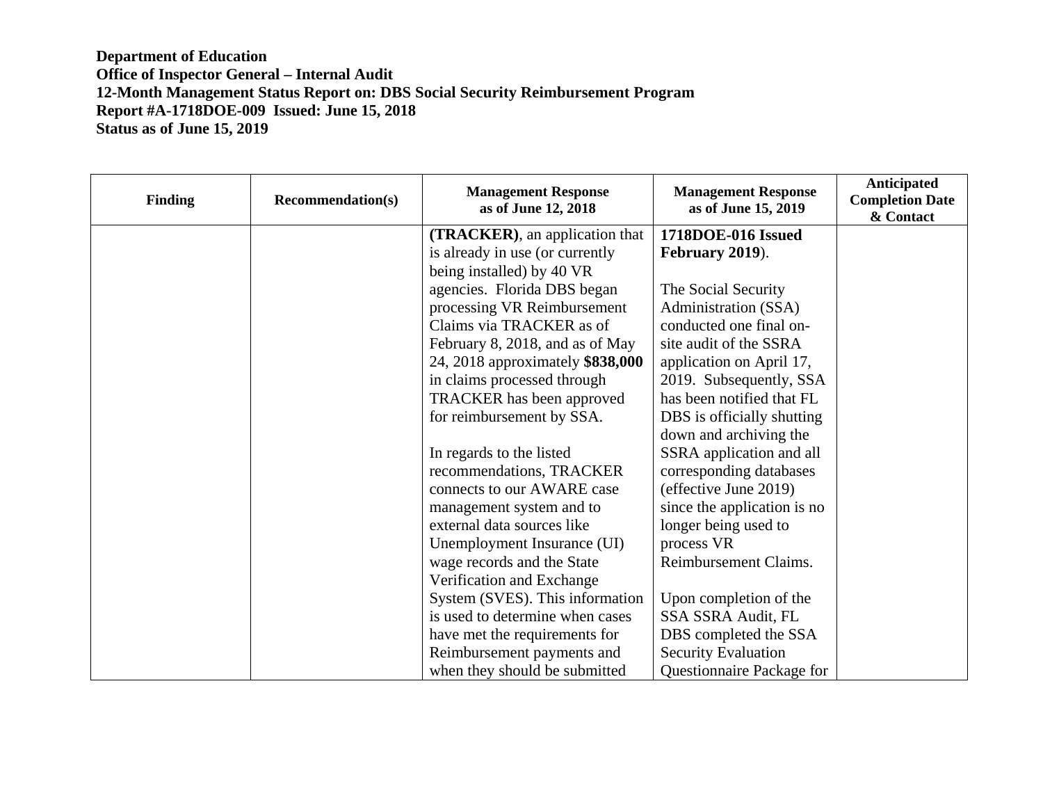**Department of Education**
**Office of Inspector General – Internal Audit**
**12-Month Management Status Report on: DBS Social Security Reimbursement Program**
**Report #A-1718DOE-009 Issued: June 15, 2018**
**Status as of June 15, 2019**

| Finding | Recommendation(s) | Management Response as of June 12, 2018 | Management Response as of June 15, 2019 | Anticipated Completion Date & Contact |
|---|---|---|---|---|
| | | **(TRACKER)**, an application that is already in use (or currently being installed) by 40 VR agencies. Florida DBS began processing VR Reimbursement Claims via TRACKER as of February 8, 2018, and as of May 24, 2018 approximately **$838,000** in claims processed through TRACKER has been approved for reimbursement by SSA.<br><br>In regards to the listed recommendations, TRACKER connects to our AWARE case management system and to external data sources like Unemployment Insurance (UI) wage records and the State Verification and Exchange System (SVES). This information is used to determine when cases have met the requirements for Reimbursement payments and when they should be submitted | **1718DOE-016 Issued February 2019**).<br><br>The Social Security Administration (SSA) conducted one final on-site audit of the SSRA application on April 17, 2019. Subsequently, SSA has been notified that FL DBS is officially shutting down and archiving the SSRA application and all corresponding databases (effective June 2019) since the application is no longer being used to process VR Reimbursement Claims.<br><br>Upon completion of the SSA SSRA Audit, FL DBS completed the SSA Security Evaluation Questionnaire Package for | |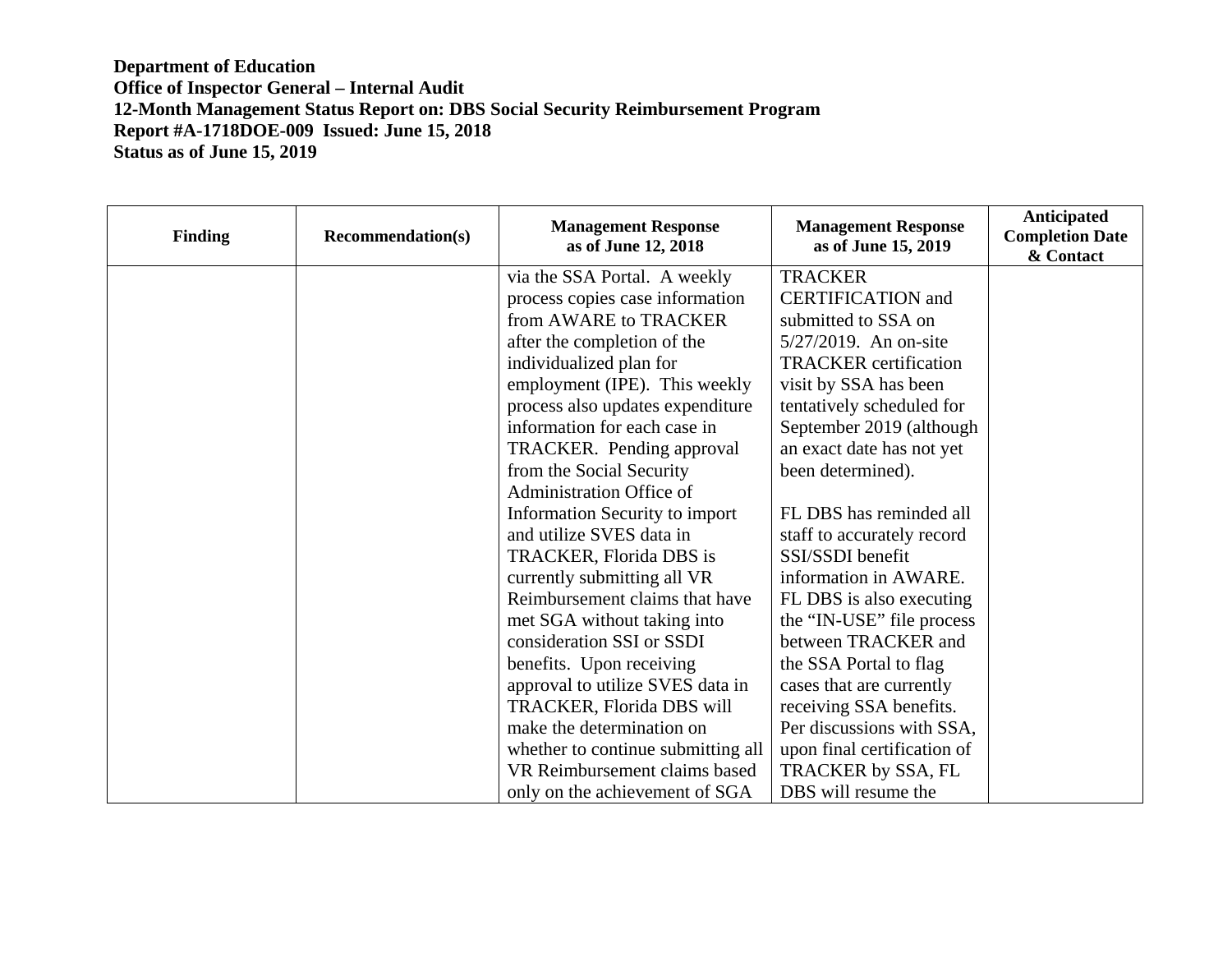**Department of Education**
**Office of Inspector General – Internal Audit**
**12-Month Management Status Report on: DBS Social Security Reimbursement Program**
**Report #A-1718DOE-009 Issued: June 15, 2018**
**Status as of June 15, 2019**

| Finding | Recommendation(s) | Management Response as of June 12, 2018 | Management Response as of June 15, 2019 | Anticipated Completion Date & Contact |
|---|---|---|---|---|
| | | via the SSA Portal. A weekly process copies case information from AWARE to TRACKER after the completion of the individualized plan for employment (IPE). This weekly process also updates expenditure information for each case in TRACKER. Pending approval from the Social Security Administration Office of Information Security to import and utilize SVES data in TRACKER, Florida DBS is currently submitting all VR Reimbursement claims that have met SGA without taking into consideration SSI or SSDI benefits. Upon receiving approval to utilize SVES data in TRACKER, Florida DBS will make the determination on whether to continue submitting all VR Reimbursement claims based only on the achievement of SGA | TRACKER CERTIFICATION and submitted to SSA on 5/27/2019. An on-site TRACKER certification visit by SSA has been tentatively scheduled for September 2019 (although an exact date has not yet been determined).<br><br>FL DBS has reminded all staff to accurately record SSI/SSDI benefit information in AWARE. FL DBS is also executing the "IN-USE" file process between TRACKER and the SSA Portal to flag cases that are currently receiving SSA benefits. Per discussions with SSA, upon final certification of TRACKER by SSA, FL DBS will resume the | |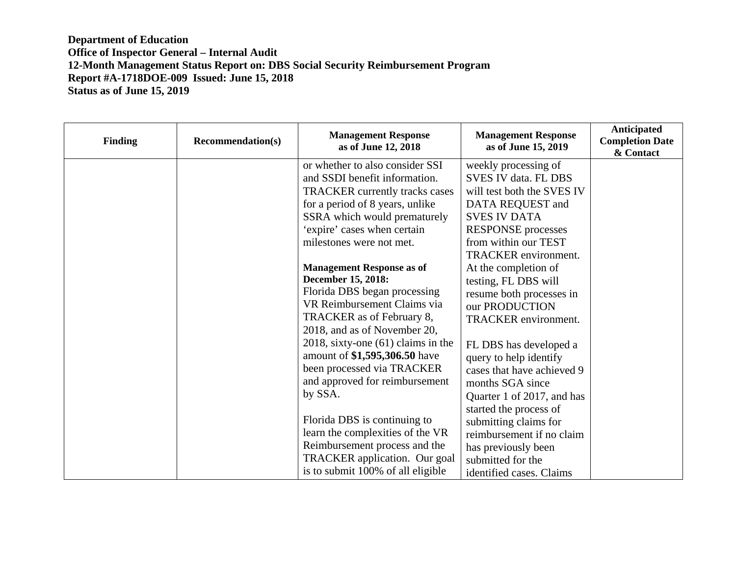**Department of Education**
**Office of Inspector General – Internal Audit**
**12-Month Management Status Report on: DBS Social Security Reimbursement Program**
**Report #A-1718DOE-009 Issued: June 15, 2018**
**Status as of June 15, 2019**

| Finding | Recommendation(s) | Management Response as of June 12, 2018 | Management Response as of June 15, 2019 | Anticipated Completion Date & Contact |
|---|---|---|---|---|
| | | or whether to also consider SSI and SSDI benefit information. TRACKER currently tracks cases for a period of 8 years, unlike SSRA which would prematurely ‘expire’ cases when certain milestones were not met.<br><br>**Management Response as of December 15, 2018:**<br>Florida DBS began processing VR Reimbursement Claims via TRACKER as of February 8, 2018, and as of November 20, 2018, sixty-one (61) claims in the amount of **$1,595,306.50** have been processed via TRACKER and approved for reimbursement by SSA.<br><br>Florida DBS is continuing to learn the complexities of the VR Reimbursement process and the TRACKER application. Our goal is to submit 100% of all eligible | weekly processing of SVES IV data. FL DBS will test both the SVES IV DATA REQUEST and SVES IV DATA RESPONSE processes from within our TEST TRACKER environment. At the completion of testing, FL DBS will resume both processes in our PRODUCTION TRACKER environment.<br><br>FL DBS has developed a query to help identify cases that have achieved 9 months SGA since Quarter 1 of 2017, and has started the process of submitting claims for reimbursement if no claim has previously been submitted for the identified cases. Claims | |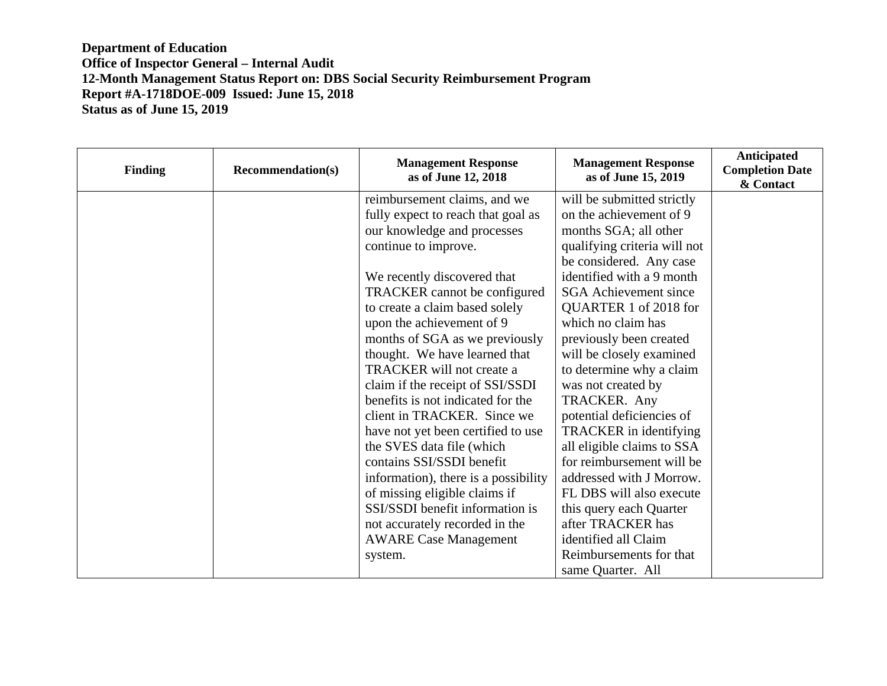**Department of Education**
**Office of Inspector General – Internal Audit**
**12-Month Management Status Report on: DBS Social Security Reimbursement Program**
**Report #A-1718DOE-009 Issued: June 15, 2018**
**Status as of June 15, 2019**

| Finding | Recommendation(s) | Management Response as of June 12, 2018 | Management Response as of June 15, 2019 | Anticipated Completion Date & Contact |
|---|---|---|---|---|
| | | reimbursement claims, and we fully expect to reach that goal as our knowledge and processes continue to improve.<br><br>We recently discovered that TRACKER cannot be configured to create a claim based solely upon the achievement of 9 months of SGA as we previously thought. We have learned that TRACKER will not create a claim if the receipt of SSI/SSDI benefits is not indicated for the client in TRACKER. Since we have not yet been certified to use the SVES data file (which contains SSI/SSDI benefit information), there is a possibility of missing eligible claims if SSI/SSDI benefit information is not accurately recorded in the AWARE Case Management system. | will be submitted strictly on the achievement of 9 months SGA; all other qualifying criteria will not be considered. Any case identified with a 9 month SGA Achievement since QUARTER 1 of 2018 for which no claim has previously been created will be closely examined to determine why a claim was not created by TRACKER. Any potential deficiencies of TRACKER in identifying all eligible claims to SSA for reimbursement will be addressed with J Morrow. FL DBS will also execute this query each Quarter after TRACKER has identified all Claim Reimbursements for that same Quarter. All | |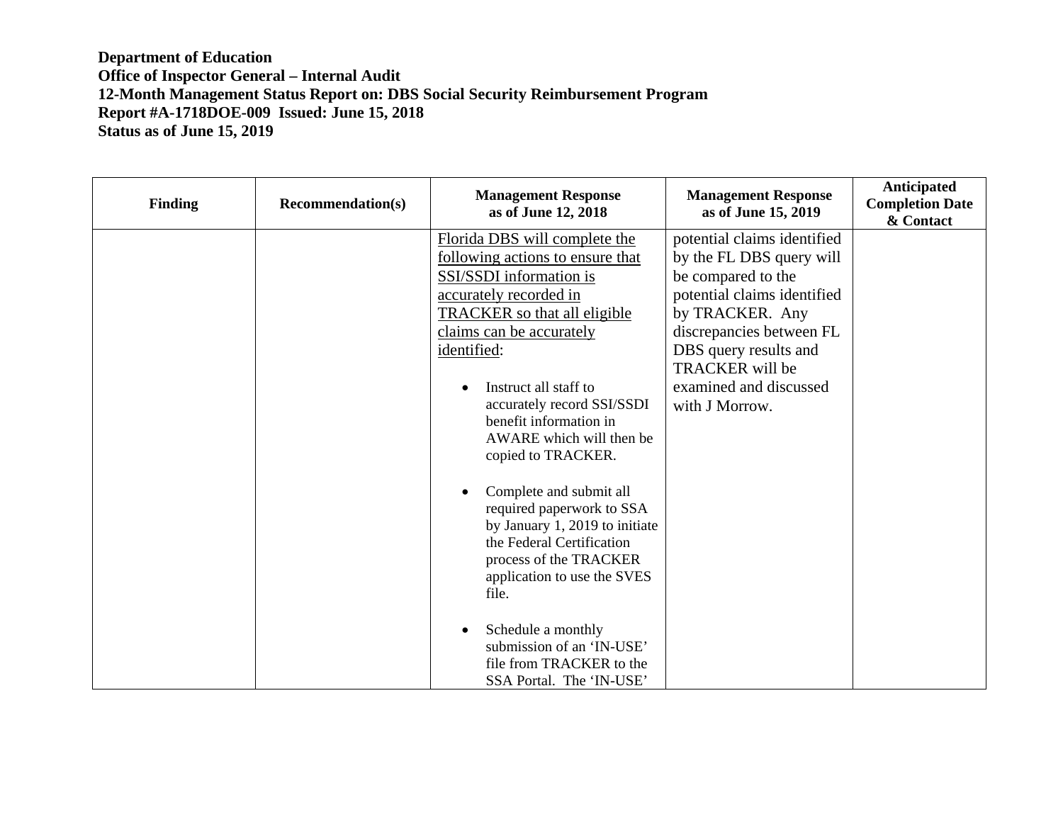**Department of Education**
**Office of Inspector General – Internal Audit**
**12-Month Management Status Report on: DBS Social Security Reimbursement Program**
**Report #A-1718DOE-009 Issued: June 15, 2018**
**Status as of June 15, 2019**

| Finding | Recommendation(s) | Management Response as of June 12, 2018 | Management Response as of June 15, 2019 | Anticipated Completion Date & Contact |
|---|---|---|---|---|
| | | Florida DBS will complete the following actions to ensure that SSI/SSDI information is accurately recorded in TRACKER so that all eligible claims can be accurately identified:<br><br>• Instruct all staff to accurately record SSI/SSDI benefit information in AWARE which will then be copied to TRACKER.<br><br>• Complete and submit all required paperwork to SSA by January 1, 2019 to initiate the Federal Certification process of the TRACKER application to use the SVES file.<br><br>• Schedule a monthly submission of an 'IN-USE' file from TRACKER to the SSA Portal. The 'IN-USE' | potential claims identified by the FL DBS query will be compared to the potential claims identified by TRACKER. Any discrepancies between FL DBS query results and TRACKER will be examined and discussed with J Morrow. | |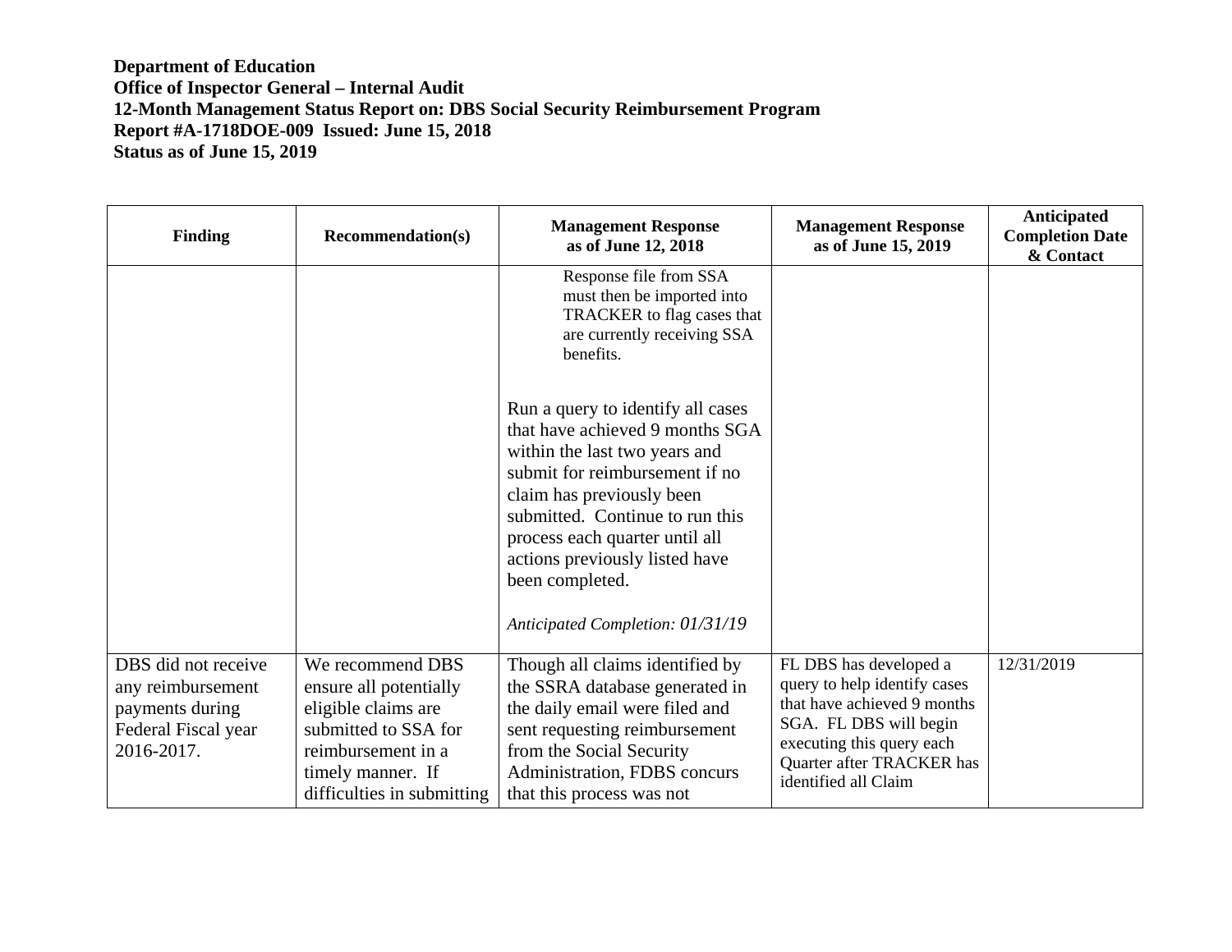**Department of Education**
**Office of Inspector General – Internal Audit**
**12-Month Management Status Report on: DBS Social Security Reimbursement Program**
**Report #A-1718DOE-009 Issued: June 15, 2018**
**Status as of June 15, 2019**

| Finding | Recommendation(s) | Management Response as of June 12, 2018 | Management Response as of June 15, 2019 | Anticipated Completion Date & Contact |
|---|---|---|---|---|
| | | Response file from SSA must then be imported into TRACKER to flag cases that are currently receiving SSA benefits.<br><br>Run a query to identify all cases that have achieved 9 months SGA within the last two years and submit for reimbursement if no claim has previously been submitted. Continue to run this process each quarter until all actions previously listed have been completed.<br><br>*Anticipated Completion: 01/31/19* | | |
| DBS did not receive any reimbursement payments during Federal Fiscal year 2016-2017. | We recommend DBS ensure all potentially eligible claims are submitted to SSA for reimbursement in a timely manner. If difficulties in submitting | Though all claims identified by the SSRA database generated in the daily email were filed and sent requesting reimbursement from the Social Security Administration, FDBS concurs that this process was not | FL DBS has developed a query to help identify cases that have achieved 9 months SGA. FL DBS will begin executing this query each Quarter after TRACKER has identified all Claim | 12/31/2019 |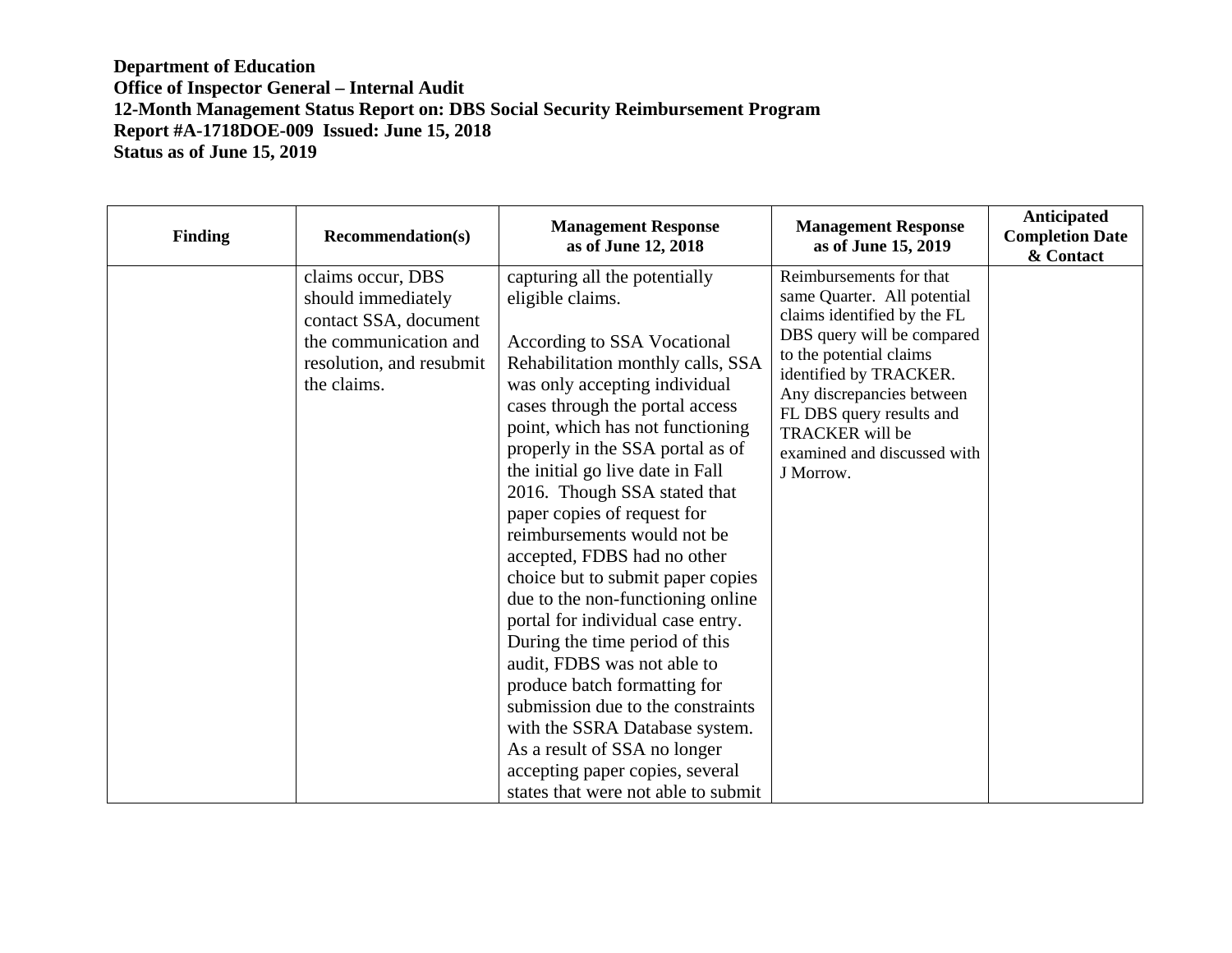**Department of Education**
**Office of Inspector General – Internal Audit**
**12-Month Management Status Report on: DBS Social Security Reimbursement Program**
**Report #A-1718DOE-009 Issued: June 15, 2018**
**Status as of June 15, 2019**

| Finding | Recommendation(s) | Management Response as of June 12, 2018 | Management Response as of June 15, 2019 | Anticipated Completion Date & Contact |
|---|---|---|---|---|
| | claims occur, DBS should immediately contact SSA, document the communication and resolution, and resubmit the claims. | capturing all the potentially eligible claims.<br><br>According to SSA Vocational Rehabilitation monthly calls, SSA was only accepting individual cases through the portal access point, which has not functioning properly in the SSA portal as of the initial go live date in Fall 2016. Though SSA stated that paper copies of request for reimbursements would not be accepted, FDBS had no other choice but to submit paper copies due to the non-functioning online portal for individual case entry. During the time period of this audit, FDBS was not able to produce batch formatting for submission due to the constraints with the SSRA Database system. As a result of SSA no longer accepting paper copies, several states that were not able to submit | Reimbursements for that same Quarter. All potential claims identified by the FL DBS query will be compared to the potential claims identified by TRACKER. Any discrepancies between FL DBS query results and TRACKER will be examined and discussed with J Morrow. | |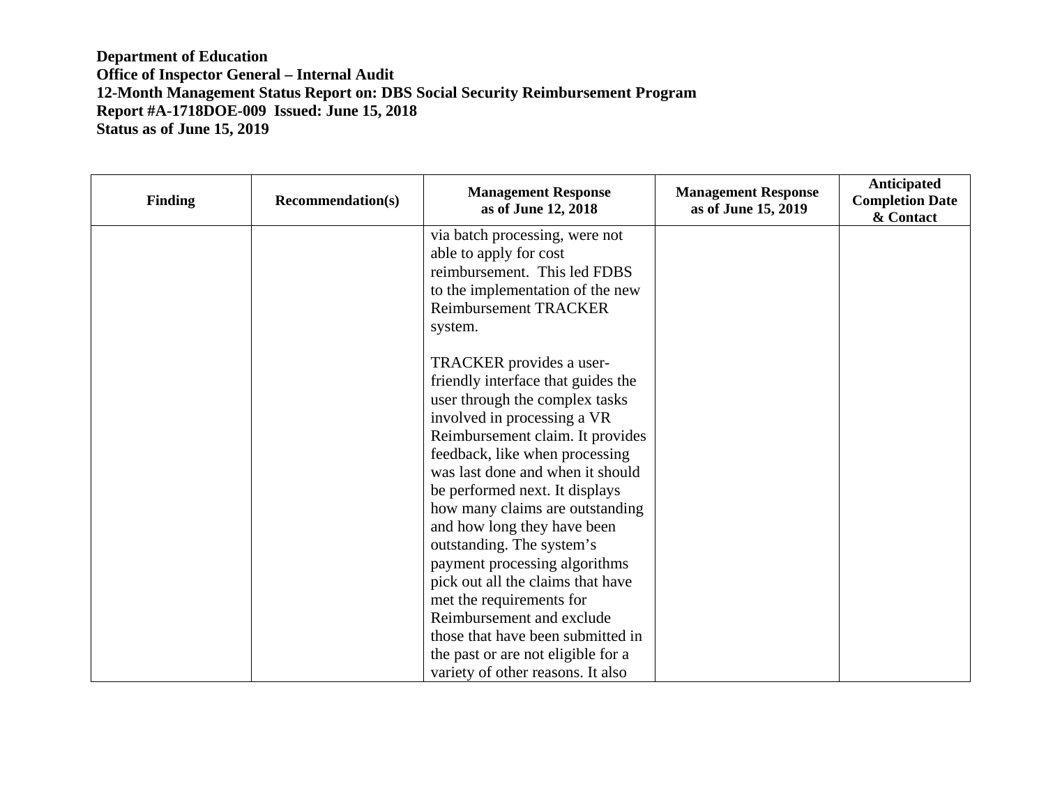**Department of Education**
**Office of Inspector General – Internal Audit**
**12-Month Management Status Report on: DBS Social Security Reimbursement Program**
**Report #A-1718DOE-009 Issued: June 15, 2018**
**Status as of June 15, 2019**

| Finding | Recommendation(s) | Management Response as of June 12, 2018 | Management Response as of June 15, 2019 | Anticipated Completion Date & Contact |
|---|---|---|---|---|
| | | via batch processing, were not able to apply for cost reimbursement. This led FDBS to the implementation of the new Reimbursement TRACKER system.<br><br>TRACKER provides a user-friendly interface that guides the user through the complex tasks involved in processing a VR Reimbursement claim. It provides feedback, like when processing was last done and when it should be performed next. It displays how many claims are outstanding and how long they have been outstanding. The system's payment processing algorithms pick out all the claims that have met the requirements for Reimbursement and exclude those that have been submitted in the past or are not eligible for a variety of other reasons. It also | | |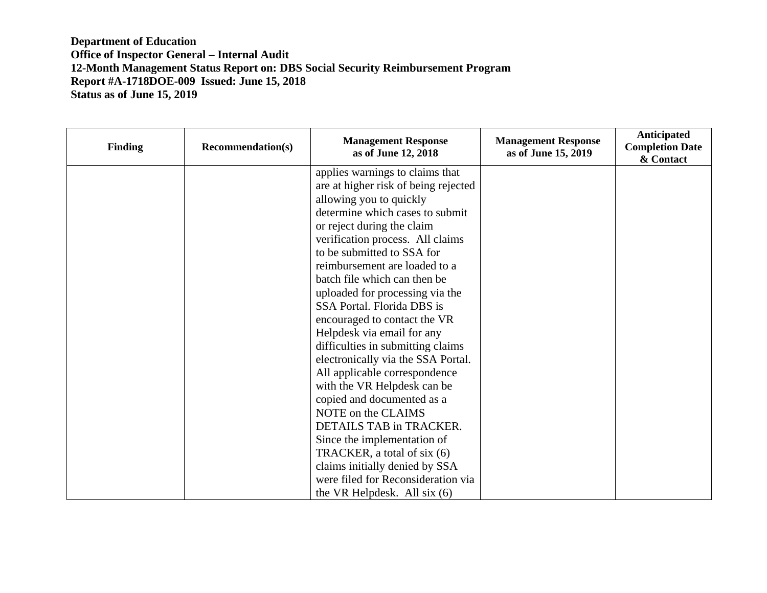**Department of Education**
**Office of Inspector General – Internal Audit**
**12-Month Management Status Report on: DBS Social Security Reimbursement Program**
**Report #A-1718DOE-009 Issued: June 15, 2018**
**Status as of June 15, 2019**

| Finding | Recommendation(s) | Management Response as of June 12, 2018 | Management Response as of June 15, 2019 | Anticipated Completion Date & Contact |
|---|---|---|---|---|
| | | applies warnings to claims that are at higher risk of being rejected allowing you to quickly determine which cases to submit or reject during the claim verification process. All claims to be submitted to SSA for reimbursement are loaded to a batch file which can then be uploaded for processing via the SSA Portal. Florida DBS is encouraged to contact the VR Helpdesk via email for any difficulties in submitting claims electronically via the SSA Portal. All applicable correspondence with the VR Helpdesk can be copied and documented as a NOTE on the CLAIMS DETAILS TAB in TRACKER. Since the implementation of TRACKER, a total of six (6) claims initially denied by SSA were filed for Reconsideration via the VR Helpdesk. All six (6) | | |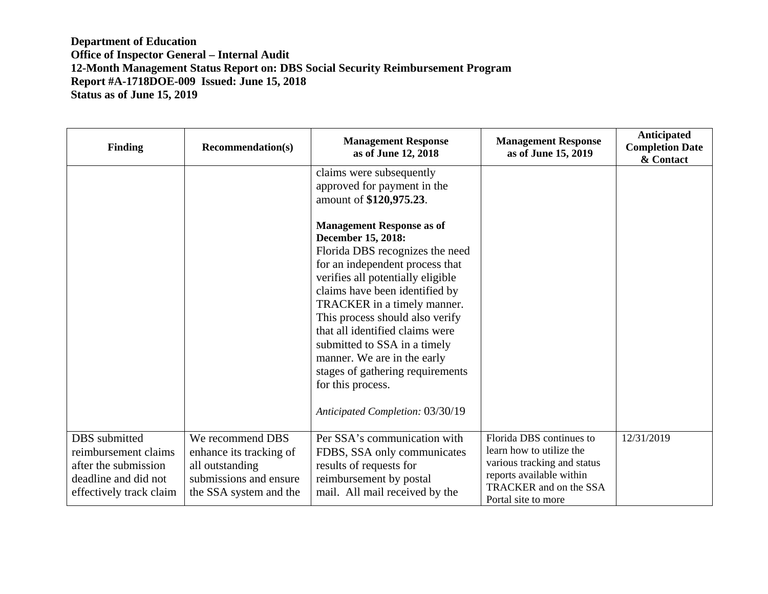**Department of Education**
**Office of Inspector General – Internal Audit**
**12-Month Management Status Report on: DBS Social Security Reimbursement Program**
**Report #A-1718DOE-009 Issued: June 15, 2018**
**Status as of June 15, 2019**

| Finding | Recommendation(s) | Management Response as of June 12, 2018 | Management Response as of June 15, 2019 | Anticipated Completion Date & Contact |
|---|---|---|---|---|
| | | claims were subsequently approved for payment in the amount of **$120,975.23**.<br><br>**Management Response as of December 15, 2018:**<br>Florida DBS recognizes the need for an independent process that verifies all potentially eligible claims have been identified by TRACKER in a timely manner. This process should also verify that all identified claims were submitted to SSA in a timely manner. We are in the early stages of gathering requirements for this process.<br><br>*Anticipated Completion:* 03/30/19 | | |
| DBS submitted reimbursement claims after the submission deadline and did not effectively track claim | We recommend DBS enhance its tracking of all outstanding submissions and ensure the SSA system and the | Per SSA's communication with FDBS, SSA only communicates results of requests for reimbursement by postal mail. All mail received by the | Florida DBS continues to learn how to utilize the various tracking and status reports available within TRACKER and on the SSA Portal site to more | 12/31/2019 |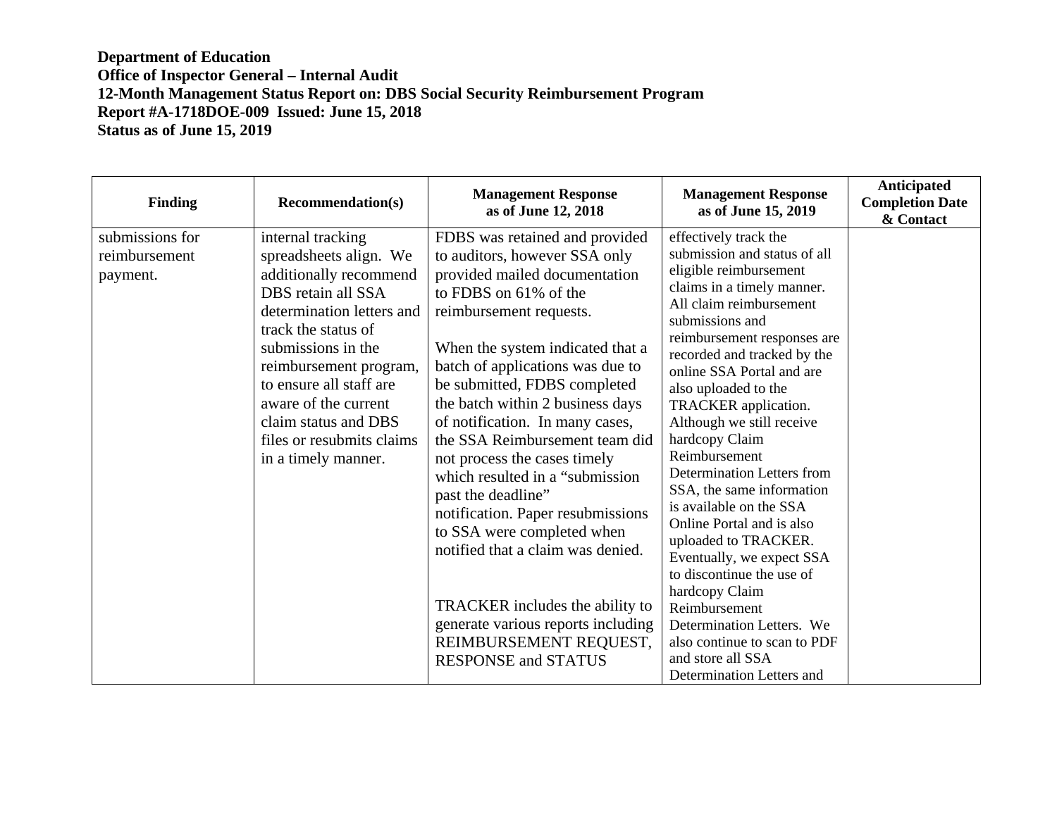**Department of Education**
**Office of Inspector General – Internal Audit**
**12-Month Management Status Report on: DBS Social Security Reimbursement Program**
**Report #A-1718DOE-009 Issued: June 15, 2018**
**Status as of June 15, 2019**

| Finding | Recommendation(s) | Management Response as of June 12, 2018 | Management Response as of June 15, 2019 | Anticipated Completion Date & Contact |
|---|---|---|---|---|
| submissions for reimbursement payment. | internal tracking spreadsheets align. We additionally recommend DBS retain all SSA determination letters and track the status of submissions in the reimbursement program, to ensure all staff are aware of the current claim status and DBS files or resubmits claims in a timely manner. | FDBS was retained and provided to auditors, however SSA only provided mailed documentation to FDBS on 61% of the reimbursement requests.<br><br>When the system indicated that a batch of applications was due to be submitted, FDBS completed the batch within 2 business days of notification. In many cases, the SSA Reimbursement team did not process the cases timely which resulted in a "submission past the deadline" notification. Paper resubmissions to SSA were completed when notified that a claim was denied.<br><br>TRACKER includes the ability to generate various reports including REIMBURSEMENT REQUEST, RESPONSE and STATUS | effectively track the submission and status of all eligible reimbursement claims in a timely manner. All claim reimbursement submissions and reimbursement responses are recorded and tracked by the online SSA Portal and are also uploaded to the TRACKER application. Although we still receive hardcopy Claim Reimbursement Determination Letters from SSA, the same information is available on the SSA Online Portal and is also uploaded to TRACKER. Eventually, we expect SSA to discontinue the use of hardcopy Claim Reimbursement Determination Letters. We also continue to scan to PDF and store all SSA Determination Letters and | |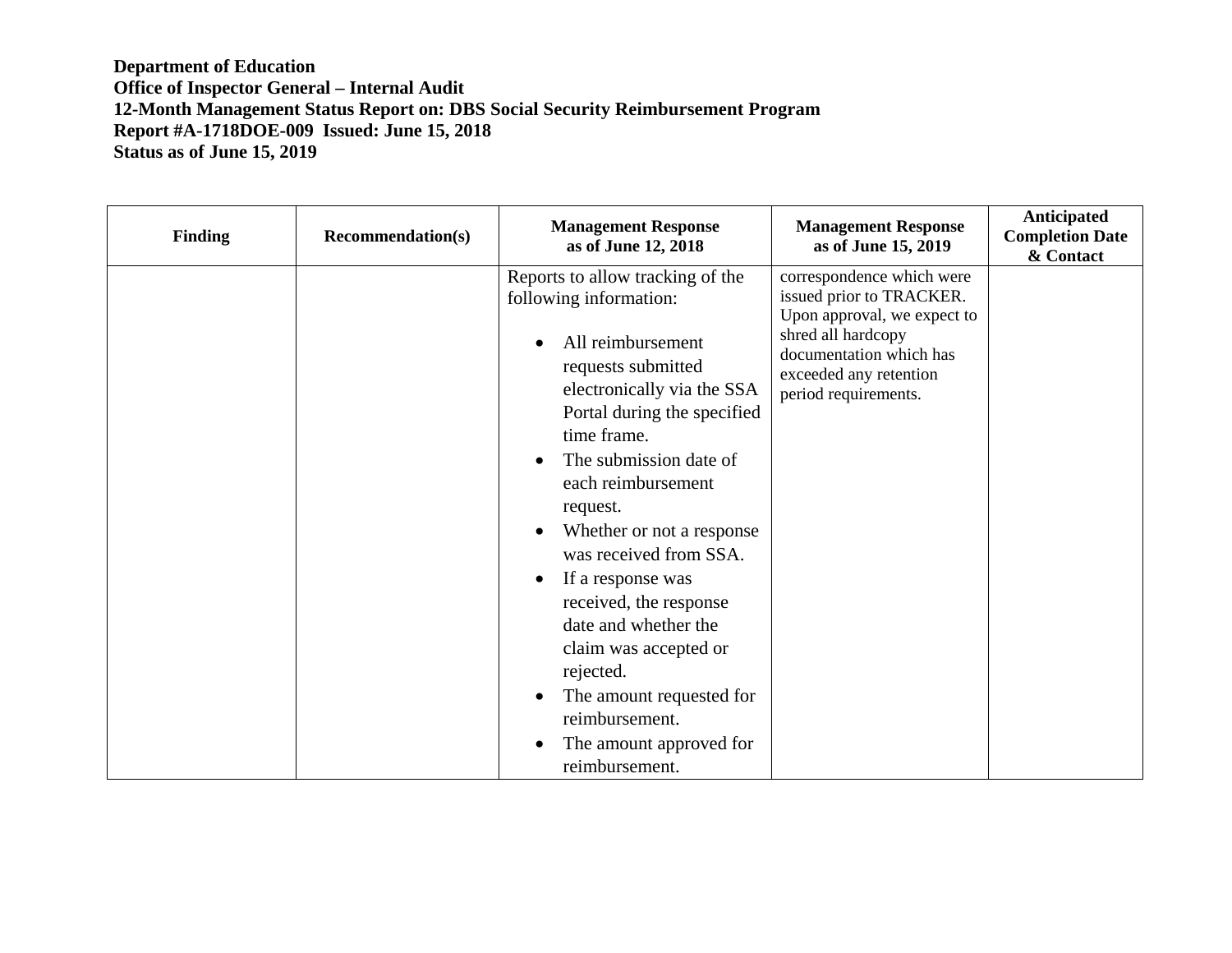**Department of Education**
**Office of Inspector General – Internal Audit**
**12-Month Management Status Report on: DBS Social Security Reimbursement Program**
**Report #A-1718DOE-009 Issued: June 15, 2018**
**Status as of June 15, 2019**

| Finding | Recommendation(s) | Management Response as of June 12, 2018 | Management Response as of June 15, 2019 | Anticipated Completion Date & Contact |
|---|---|---|---|---|
| | | Reports to allow tracking of the following information:<br><br>• All reimbursement requests submitted electronically via the SSA Portal during the specified time frame.<br>• The submission date of each reimbursement request.<br>• Whether or not a response was received from SSA.<br>• If a response was received, the response date and whether the claim was accepted or rejected.<br>• The amount requested for reimbursement.<br>• The amount approved for reimbursement. | correspondence which were issued prior to TRACKER. Upon approval, we expect to shred all hardcopy documentation which has exceeded any retention period requirements. | |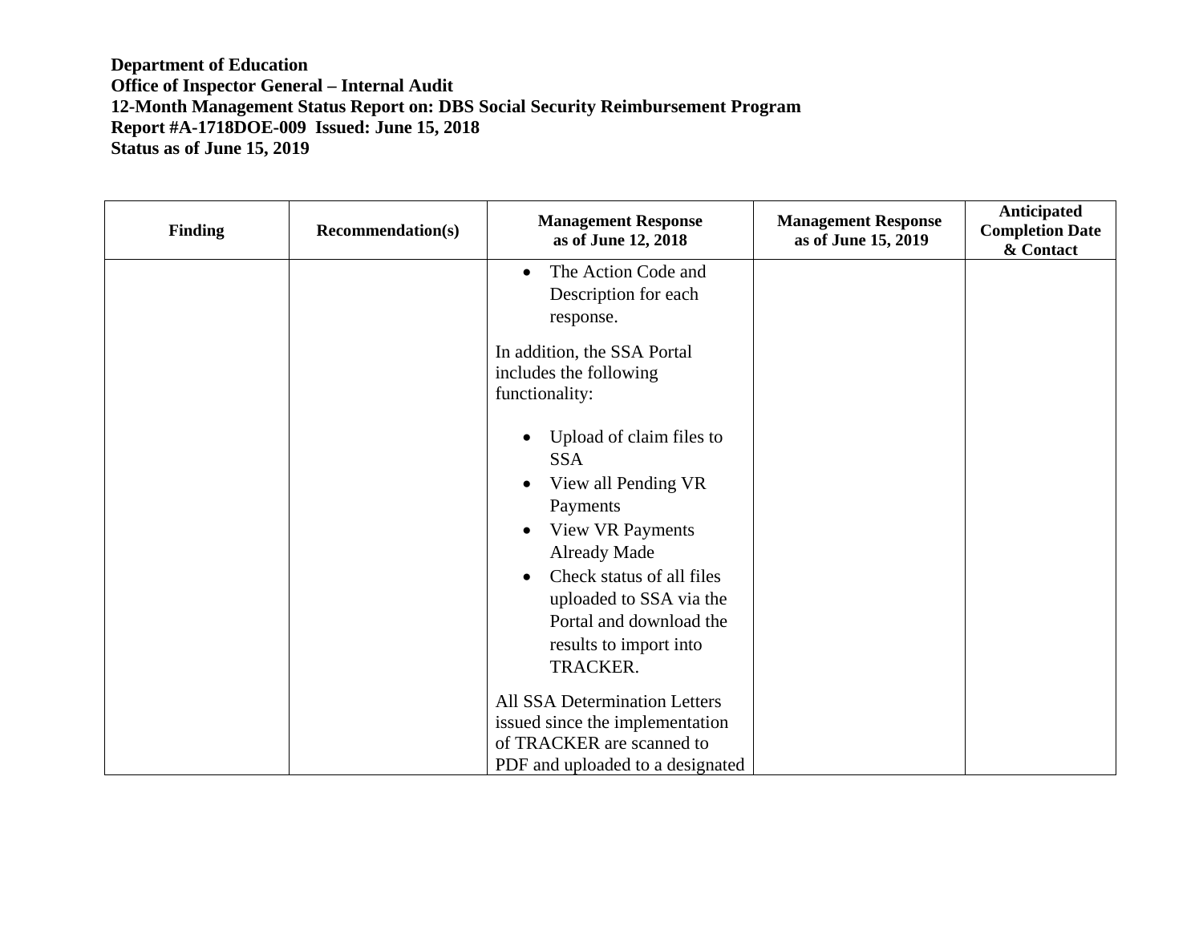**Department of Education**
**Office of Inspector General – Internal Audit**
**12-Month Management Status Report on: DBS Social Security Reimbursement Program**
**Report #A-1718DOE-009 Issued: June 15, 2018**
**Status as of June 15, 2019**

| Finding | Recommendation(s) | Management Response as of June 12, 2018 | Management Response as of June 15, 2019 | Anticipated Completion Date & Contact |
|---|---|---|---|---|
| | | • The Action Code and Description for each response.<br><br>In addition, the SSA Portal includes the following functionality:<br><br>• Upload of claim files to SSA<br>• View all Pending VR Payments<br>• View VR Payments Already Made<br>• Check status of all files uploaded to SSA via the Portal and download the results to import into TRACKER.<br><br>All SSA Determination Letters issued since the implementation of TRACKER are scanned to PDF and uploaded to a designated | | |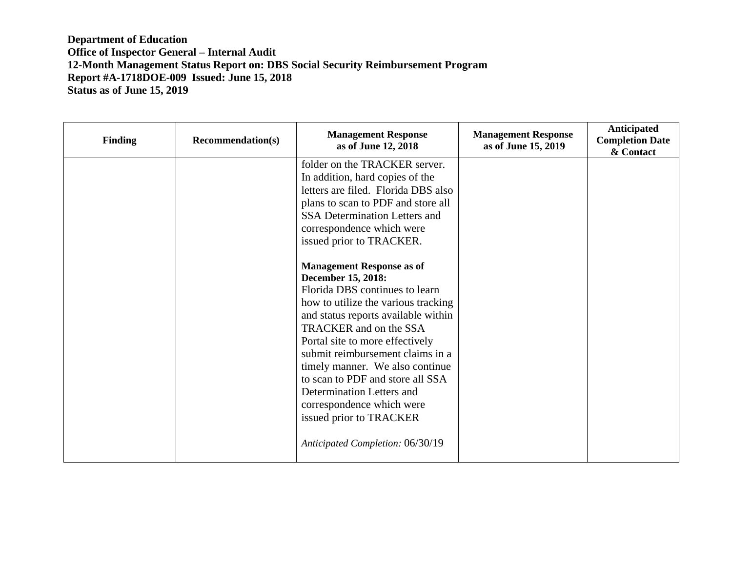**Department of Education**
**Office of Inspector General – Internal Audit**
**12-Month Management Status Report on: DBS Social Security Reimbursement Program**
**Report #A-1718DOE-009 Issued: June 15, 2018**
**Status as of June 15, 2019**

| Finding | Recommendation(s) | Management Response as of June 12, 2018 | Management Response as of June 15, 2019 | Anticipated Completion Date & Contact |
|---|---|---|---|---|
| | | folder on the TRACKER server. In addition, hard copies of the letters are filed. Florida DBS also plans to scan to PDF and store all SSA Determination Letters and correspondence which were issued prior to TRACKER.<br><br>**Management Response as of December 15, 2018:**<br>Florida DBS continues to learn how to utilize the various tracking and status reports available within TRACKER and on the SSA Portal site to more effectively submit reimbursement claims in a timely manner. We also continue to scan to PDF and store all SSA Determination Letters and correspondence which were issued prior to TRACKER<br><br>*Anticipated Completion:* 06/30/19 | | |